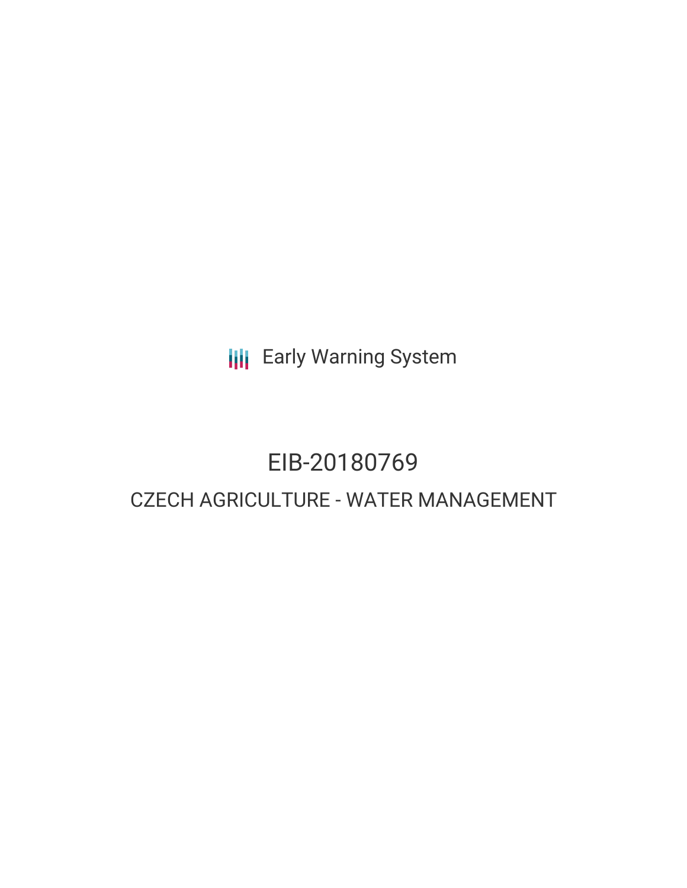Early Warning System

# EIB-20180769

## CZECH AGRICULTURE - WATER MANAGEMENT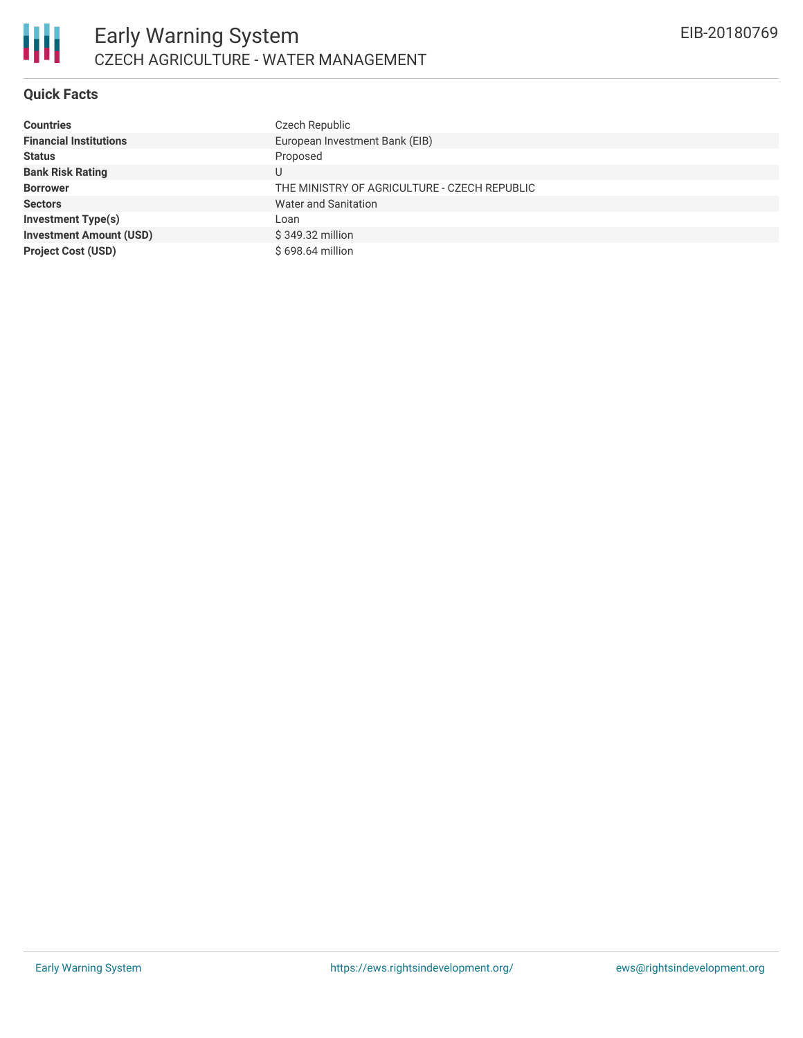## Quick Facts

| | |
|---|---|
| **Countries** | Czech Republic |
| **Financial Institutions** | European Investment Bank (EIB) |
| **Status** | Proposed |
| **Bank Risk Rating** | U |
| **Borrower** | THE MINISTRY OF AGRICULTURE - CZECH REPUBLIC |
| **Sectors** | Water and Sanitation |
| **Investment Type(s)** | Loan |
| **Investment Amount (USD)** | $ 349.32 million |
| **Project Cost (USD)** | $ 698.64 million |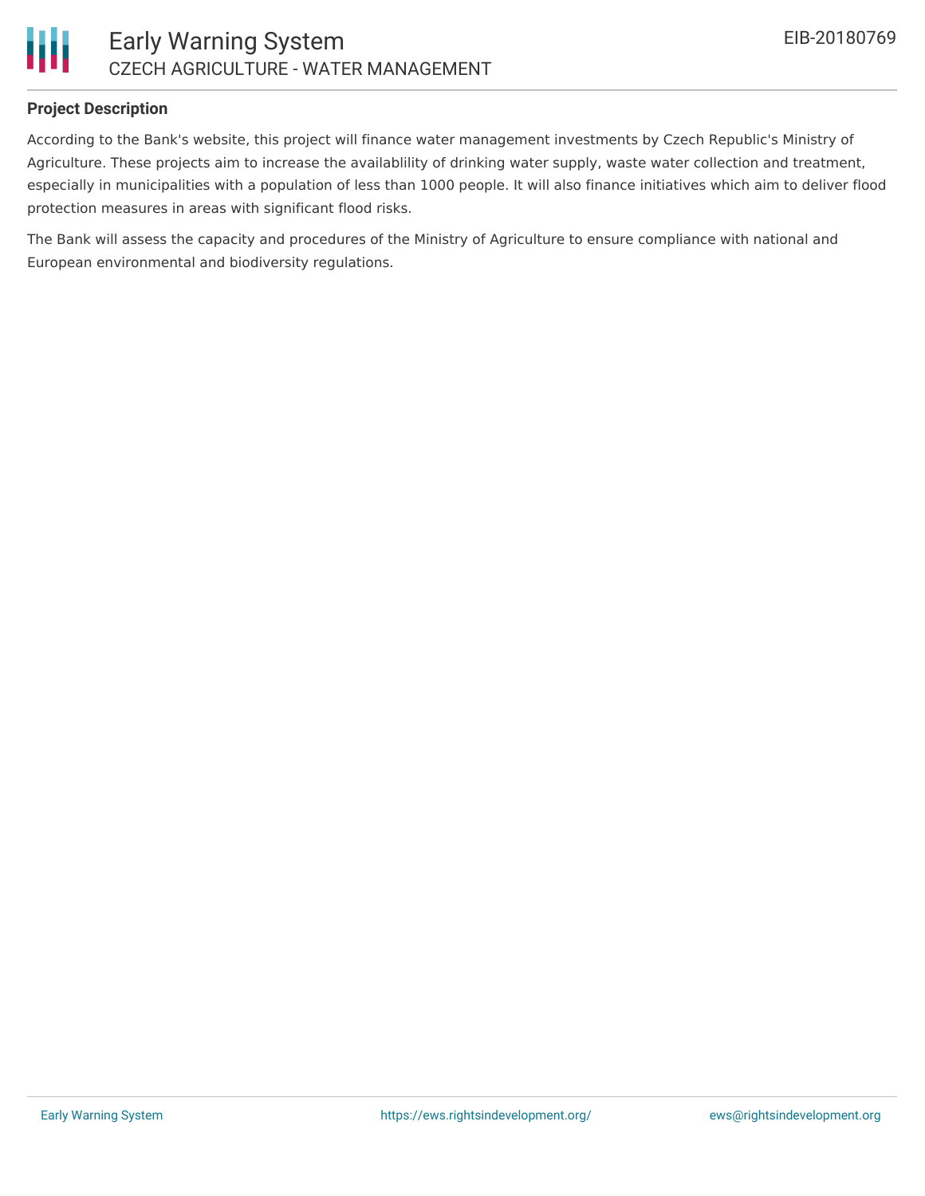**Project Description**

According to the Bank's website, this project will finance water management investments by Czech Republic's Ministry of Agriculture. These projects aim to increase the availablility of drinking water supply, waste water collection and treatment, especially in municipalities with a population of less than 1000 people. It will also finance initiatives which aim to deliver flood protection measures in areas with significant flood risks.

The Bank will assess the capacity and procedures of the Ministry of Agriculture to ensure compliance with national and European environmental and biodiversity regulations.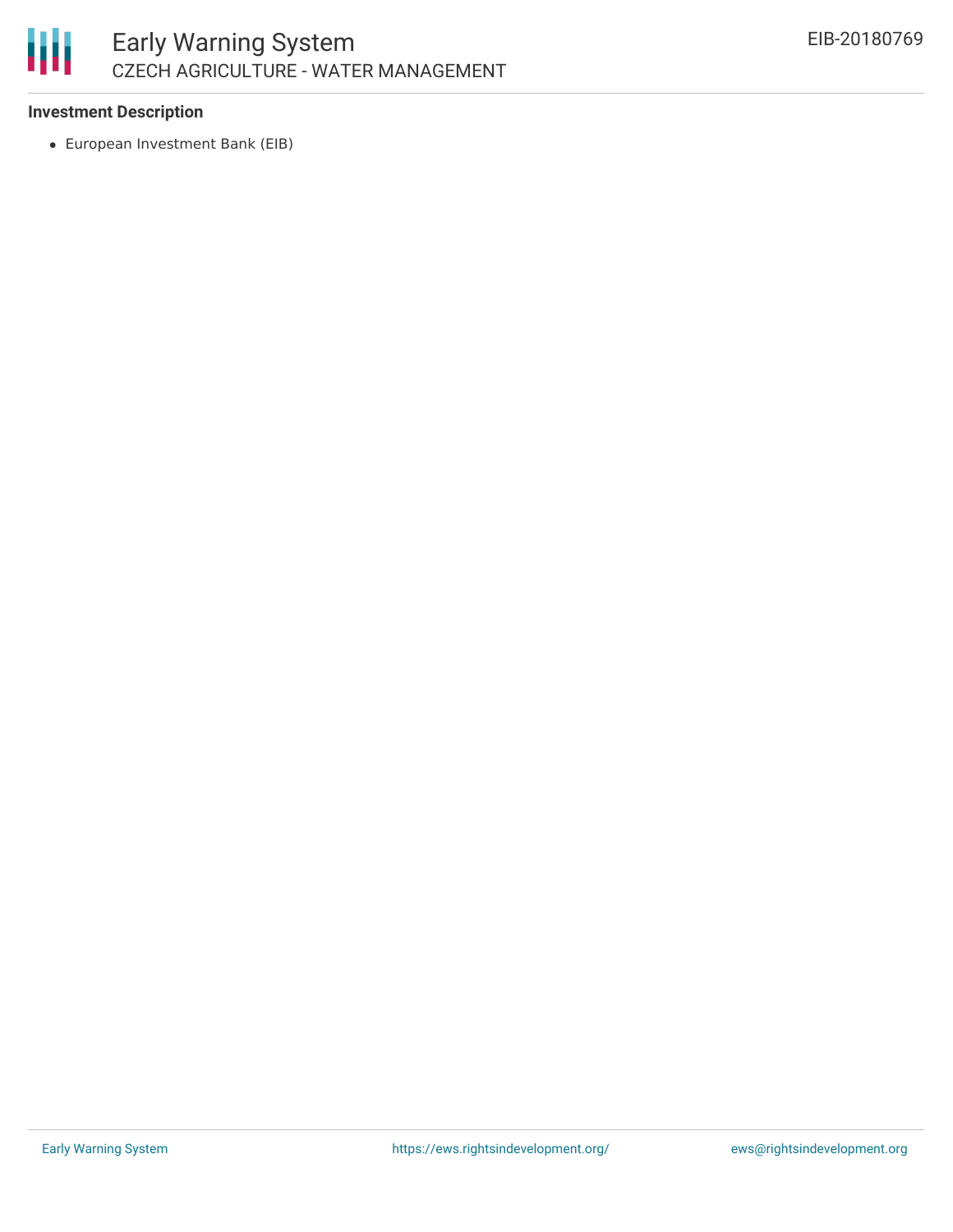### Investment Description

- European Investment Bank (EIB)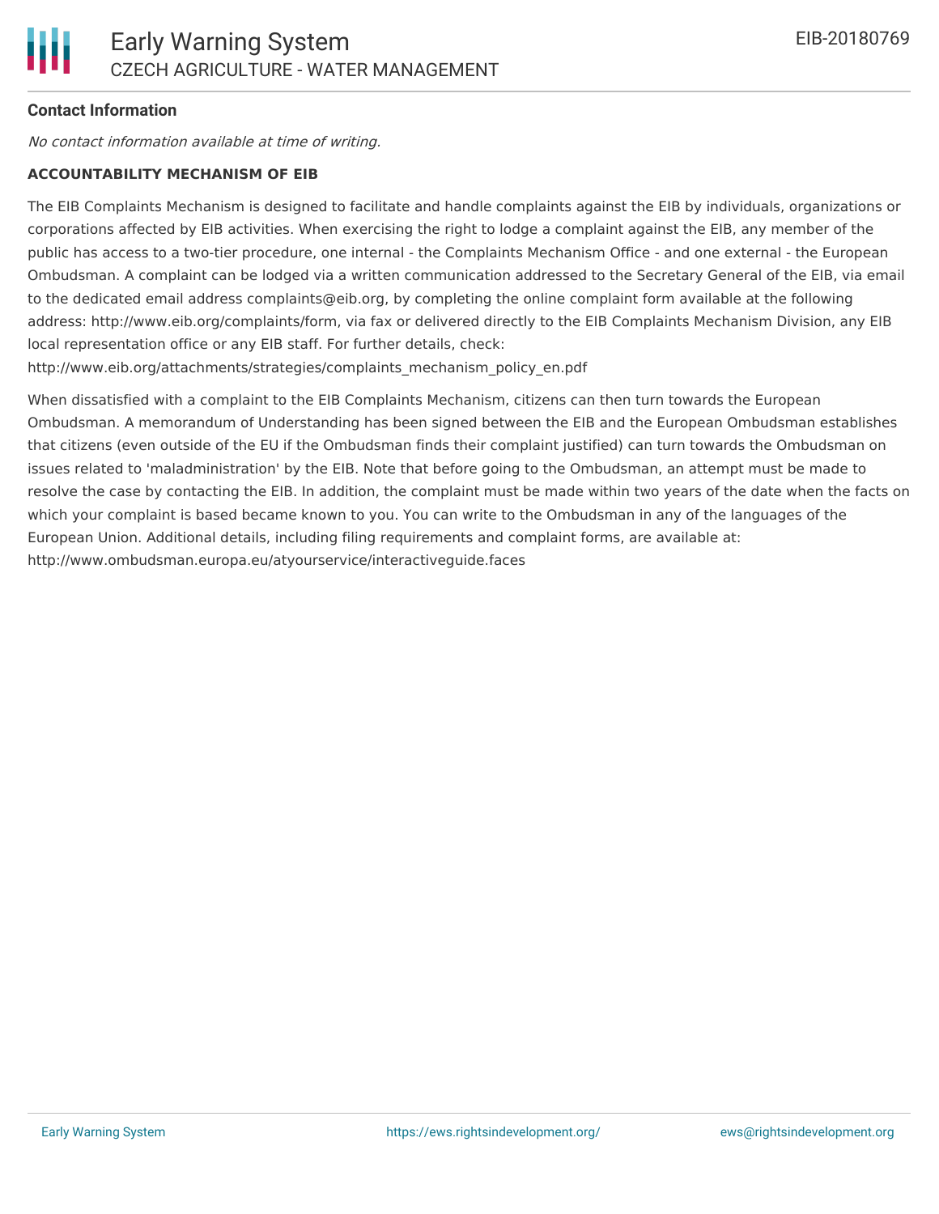**Contact Information**

*No contact information available at time of writing.*

**ACCOUNTABILITY MECHANISM OF EIB**

The EIB Complaints Mechanism is designed to facilitate and handle complaints against the EIB by individuals, organizations or corporations affected by EIB activities. When exercising the right to lodge a complaint against the EIB, any member of the public has access to a two-tier procedure, one internal - the Complaints Mechanism Office - and one external - the European Ombudsman. A complaint can be lodged via a written communication addressed to the Secretary General of the EIB, via email to the dedicated email address complaints@eib.org, by completing the online complaint form available at the following address: http://www.eib.org/complaints/form, via fax or delivered directly to the EIB Complaints Mechanism Division, any EIB local representation office or any EIB staff. For further details, check: http://www.eib.org/attachments/strategies/complaints_mechanism_policy_en.pdf

When dissatisfied with a complaint to the EIB Complaints Mechanism, citizens can then turn towards the European Ombudsman. A memorandum of Understanding has been signed between the EIB and the European Ombudsman establishes that citizens (even outside of the EU if the Ombudsman finds their complaint justified) can turn towards the Ombudsman on issues related to 'maladministration' by the EIB. Note that before going to the Ombudsman, an attempt must be made to resolve the case by contacting the EIB. In addition, the complaint must be made within two years of the date when the facts on which your complaint is based became known to you. You can write to the Ombudsman in any of the languages of the European Union. Additional details, including filing requirements and complaint forms, are available at: http://www.ombudsman.europa.eu/atyourservice/interactiveguide.faces